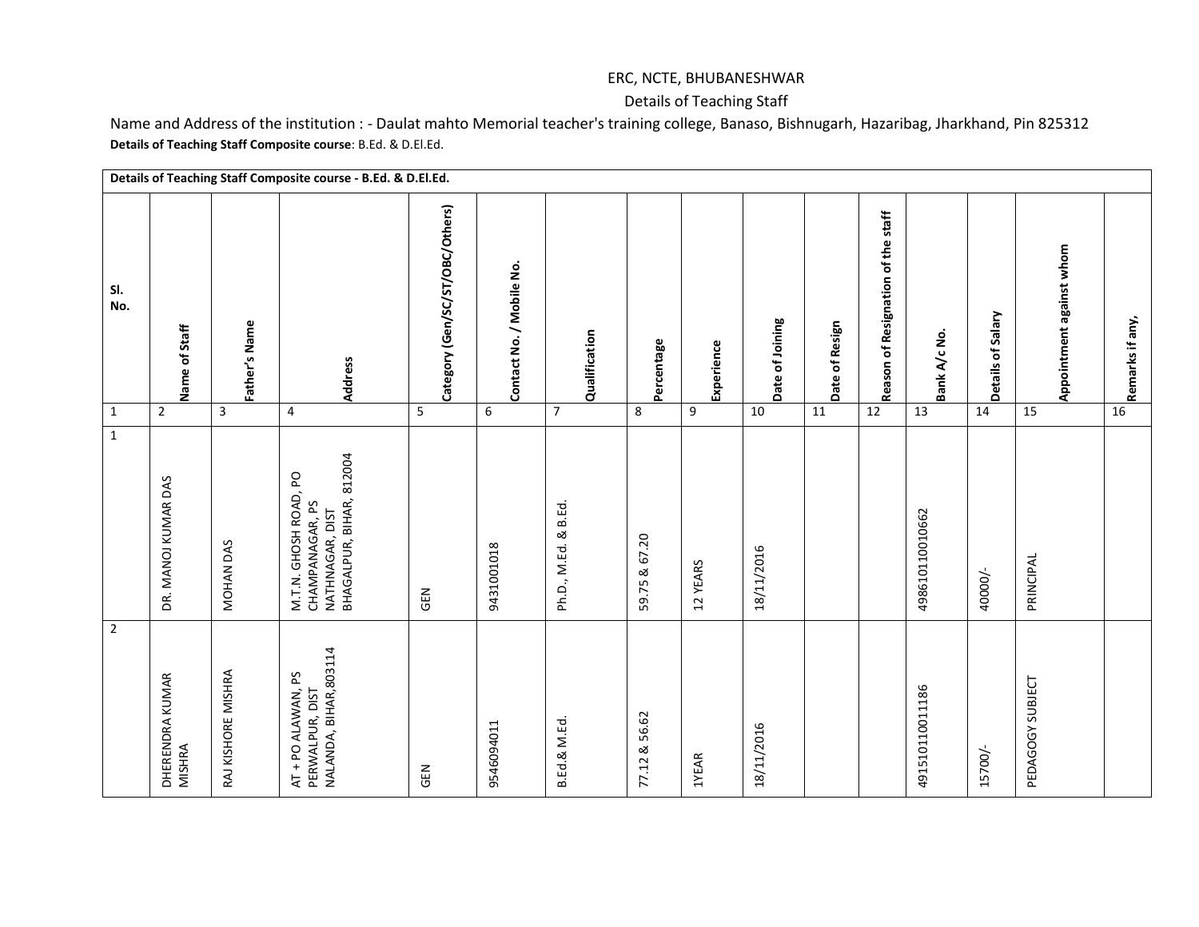ERC, NCTE, BHUBANESHWAR

Details of Teaching Staff

Name and Address of the institution : - Daulat mahto Memorial teacher's training college, Banaso, Bishnugarh, Hazaribag, Jharkhand, Pin 825312

**Details of Teaching Staff Composite course**: B.Ed. & D.El.Ed.

| **Details of Teaching Staff Composite course - B.Ed. & D.El.Ed.** | | | | | | | | | | | | | | | |
|---|---|---|---|---|---|---|---|---|---|---|---|---|---|---|---|
| **Sl. No.** | **Name of Staff** | **Father's Name** | **Address** | **Category (Gen/SC/ST/OBC/Others)** | **Contact No. / Mobile No.** | **Qualification** | **Percentage** | **Experience** | **Date of Joining** | **Date of Resign** | **Reason of Resignation of the staff** | **Bank A/c No.** | **Details of Salary** | **Appointment against whom** | **Remarks if any,** |
| 1 | 2 | 3 | 4 | 5 | 6 | 7 | 8 | 9 | 10 | 11 | 12 | 13 | 14 | 15 | 16 |
| 1 | DR. MANOJ KUMAR DAS | MOHAN DAS | M.T.N. GHOSH ROAD, PO CHAMPANAGAR, PS NATHNAGAR, DIST BHAGALPUR, BIHAR, 812004 | GEN | 9431001018 | Ph.D., M.Ed. & B.Ed. | 59.75 & 67.20 | 12 YEARS | 18/11/2016 | | | 49861011001062 | 40000/- | PRINCIPAL | |
| 2 | DHERENDRA KUMAR MISHRA | RAJ KISHORE MISHRA | AT + PO ALAWAN, PS PERWALPUR, DIST NALANDA, BIHAR,803114 | GEN | 9546094011 | B.Ed.& M.Ed. | 77.12 & 56.62 | 1YEAR | 18/11/2016 | | | 49151011001186 | 15700/- | PEDAGOGY SUBJECT | |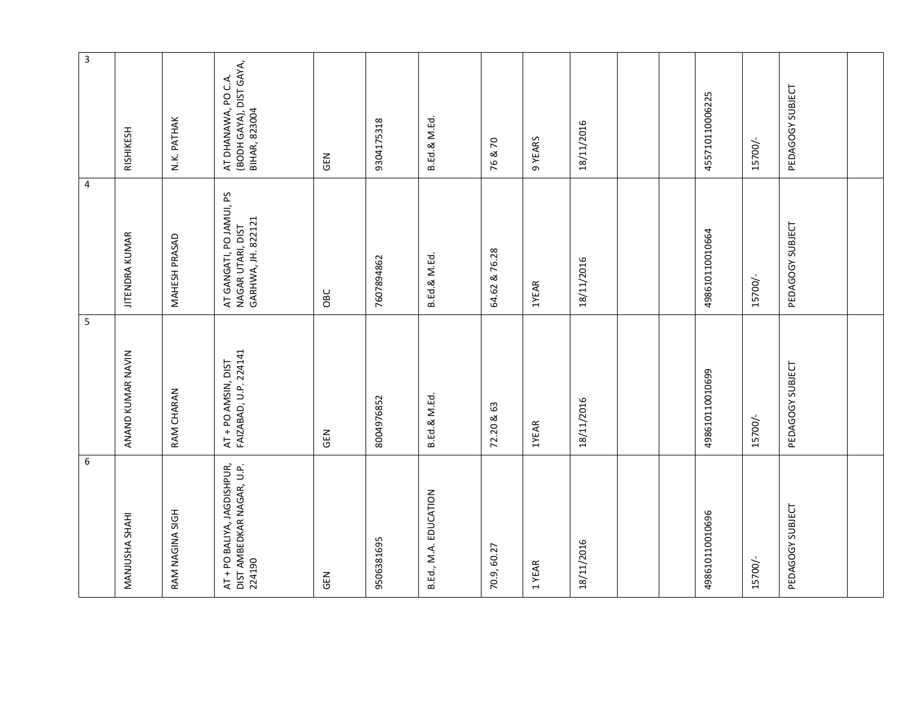| 3 | RISHIKESH | N.K. PATHAK | AT DHANAWA, PO C.A. (BODH GAYA), DIST GAYA, BIHAR, 823004 | GEN | 9304175318 | B.Ed.& M.Ed. | 76 & 70 | 9 YEARS | 18/11/2016 | | | 45571011006225 | 15700/- | PEDAGOGY SUBJECT | |
|---|---|---|---|---|---|---|---|---|---|---|---|---|---|---|---|
| 4 | JITENDRA KUMAR | MAHESH PRASAD | AT GANGATI, PO JAMUI, PS NAGAR UTARI, DIST GARHWA, JH. 822121 | OBC | 7607894862 | B.Ed.& M.Ed. | 64.62 & 76.28 | 1YEAR | 18/11/2016 | | | 49861011001064 | 15700/- | PEDAGOGY SUBJECT | |
| 5 | ANAND KUMAR NAVIN | RAM CHARAN | AT + PO AMSIN, DIST FAIZABAD, U.P. 224141 | GEN | 8004976852 | B.Ed.& M.Ed. | 72.20 & 63 | 1YEAR | 18/11/2016 | | | 49861011001069 | 15700/- | PEDAGOGY SUBJECT | |
| 6 | MANJUSHA SHAHI | RAM NAGINA SIGH | AT + PO BALIYA, JAGDISHPUR, DIST AMBEDKAR NAGAR, U.P. 224190 | GEN | 9506381695 | B.Ed., M.A. EDUCATION | 70.9, 60.27 | 1 YEAR | 18/11/2016 | | | 49861011001069 | 15700/- | PEDAGOGY SUBJECT | |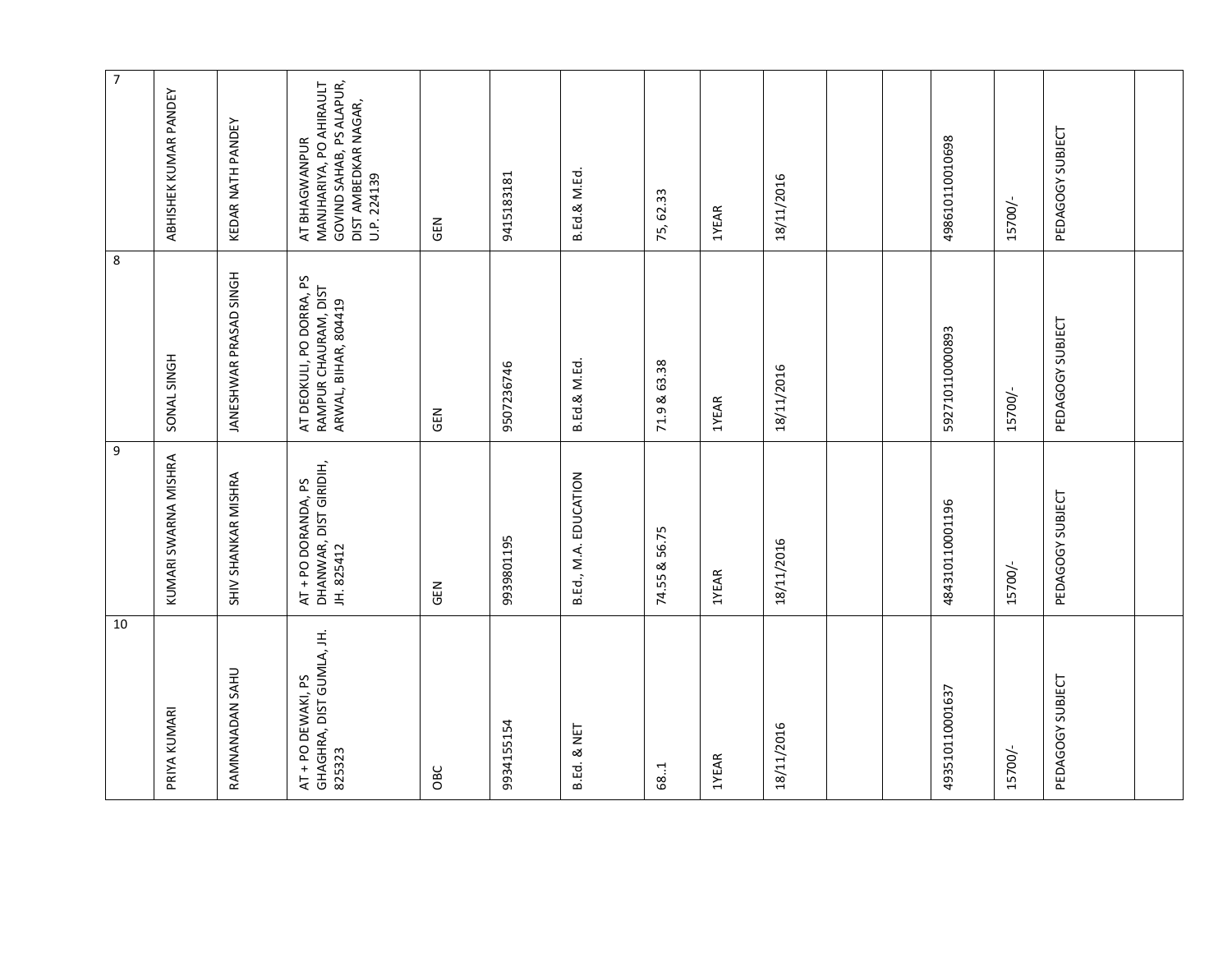| | | | | | | | | | | | | | | | |
|---|---|---|---|---|---|---|---|---|---|---|---|---|---|---|---|
| 7 | ABHISHEK KUMAR PANDEY | KEDAR NATH PANDEY | AT BHAGWANPUR MANJHARIYA, PO AHIRAULT GOVIND SAHAB, PS ALAPUR, DIST AMBEDKAR NAGAR, U.P. 224139 | GEN | 9415183181 | B.Ed.& M.Ed. | 75, 62.33 | 1YEAR | 18/11/2016 | | | 49861011010698 | 15700/- | PEDAGOGY SUBJECT | |
| 8 | SONAL SINGH | JANESHWAR PRASAD SINGH | AT DEOKULI, PO DORRA, PS RAMPUR CHAURAM, DIST ARWAL, BIHAR, 804419 | GEN | 9507236746 | B.Ed.& M.Ed. | 71.9 & 63.38 | 1YEAR | 18/11/2016 | | | 59271011000893 | 15700/- | PEDAGOGY SUBJECT | |
| 9 | KUMARI SWARNA MISHRA | SHIV SHANKAR MISHRA | AT + PO DORANDA, PS DHANWAR, DIST GIRIDIH, JH. 825412 | GEN | 9939801195 | B.Ed., M.A. EDUCATION | 74.55 & 56.75 | 1YEAR | 18/11/2016 | | | 48431011000119​6 | 15700/- | PEDAGOGY SUBJECT | |
| 10 | PRIYA KUMARI | RAMNANADAN SAHU | AT + PO DEWAKI, PS GHAGHRA, DIST GUMLA, JH. 825323 | OBC | 9934155154 | B.Ed. & NET | 68..1 | 1YEAR | 18/11/2016 | | | 49351011000163​7 | 15700/- | PEDAGOGY SUBJECT | |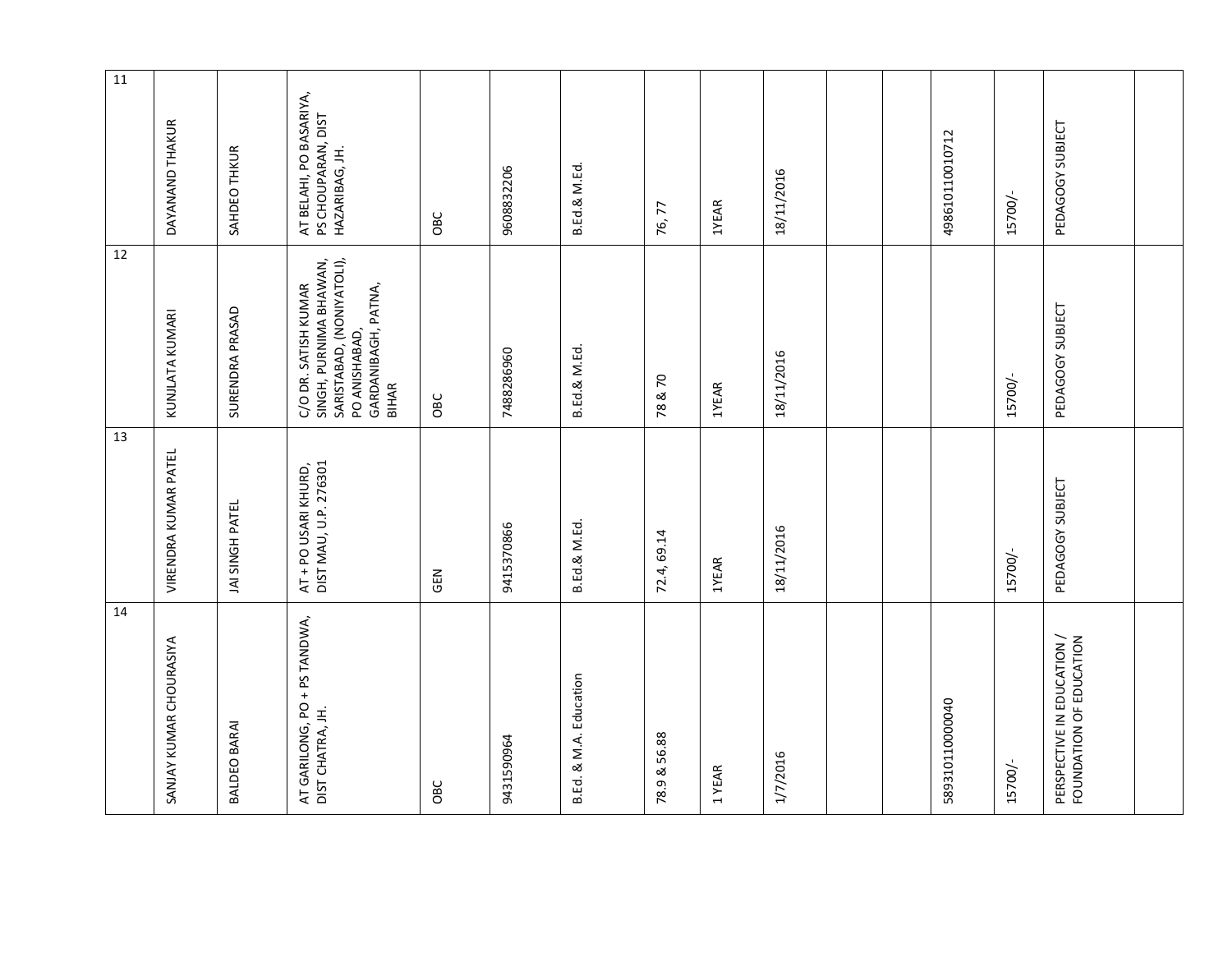| | | | | | | | | | | | | | | | |
|---|---|---|---|---|---|---|---|---|---|---|---|---|---|---|---|
| 11 | DAYANAND THAKUR | SAHDEO THKUR | AT BELAHI, PO BASARIYA, PS CHOUPARAN, DIST HAZARIBAG, JH. | OBC | 9608832206 | B.Ed.& M.Ed. | 76, 77 | 1YEAR | 18/11/2016 | | | 49861011001O712 | 15700/- | PEDAGOGY SUBJECT | |
| 12 | KUNJLATA KUMARI | SURENDRA PRASAD | C/O DR. SATISH KUMAR SINGH, PURNIMA BHAWAN, SARISTABAD, (NONIYATOLI), PO ANISHABAD, GARDANIBAGH, PATNA, BIHAR | OBC | 7488286960 | B.Ed.& M.Ed. | 78 & 70 | 1YEAR | 18/11/2016 | | | | 15700/- | PEDAGOGY SUBJECT | |
| 13 | VIRENDRA KUMAR PATEL | JAI SINGH PATEL | AT + PO USARI KHURD, DIST MAU, U.P. 276301 | GEN | 9415370866 | B.Ed.& M.Ed. | 72.4, 69.14 | 1YEAR | 18/11/2016 | | | | 15700/- | PEDAGOGY SUBJECT | |
| 14 | SANJAY KUMAR CHOURASIYA | BALDEO BARAI | AT GARILONG, PO + PS TANDWA, DIST CHATRA, JH. | OBC | 9431590964 | B.Ed. & M.A. Education | 78.9 & 56.88 | 1 YEAR | 1/7/2016 | | | 58931011000040 | 15700/- | PERSPECTIVE IN EDUCATION / FOUNDATION OF EDUCATION | |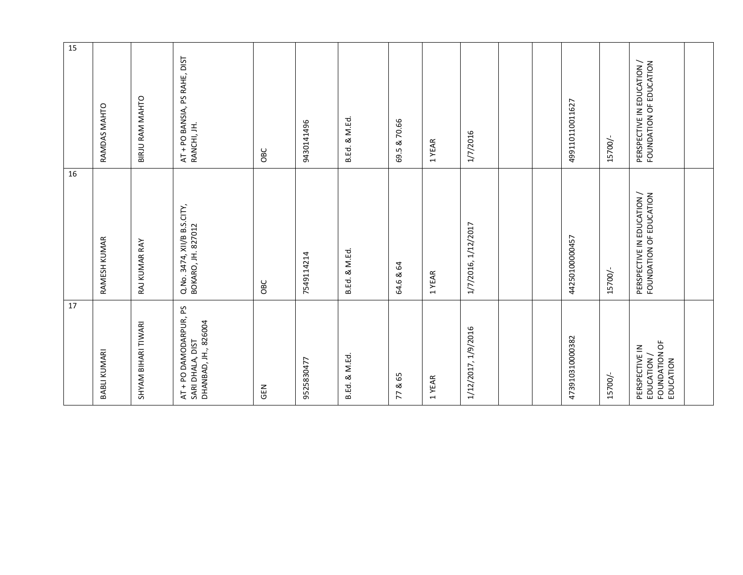| 15 | RAMDAS MAHTO | BIRJU RAM MAHTO | AT + PO BANSIA, PS RAHE, DIST RANCHI, JH. | OBC | 9430141496 | B.Ed. & M.Ed. | 69.5 & 70.66 | 1 YEAR | 1/7/2016 | | | 49911011001627 | 15700/- | PERSPECTIVE IN EDUCATION / FOUNDATION OF EDUCATION | |
|---|---|---|---|---|---|---|---|---|---|---|---|---|---|---|---|
| 16 | RAMESH KUMAR | RAJ KUMAR RAY | Q.No. 3474, XII/B B.S.CITY, BOKARO, JH. 827012 | OBC | 7549114214 | B.Ed. & M.Ed. | 64.6 & 64 | 1 YEAR | 1/7/2016, 1/12/2017 | | | 44250100000457 | 15700/- | PERSPECTIVE IN EDUCATION / FOUNDATION OF EDUCATION | |
| 17 | BABLI KUMARI | SHYAM BIHARI TIWARI | AT + PO DAMODARPUR, PS SARI DHALA, DIST DHANBAD, JH., 826004 | GEN | 9525830477 | B.Ed. & M.Ed. | 77 & 65 | 1 YEAR | 1/12/2017, 1/9/2016 | | | 47391031000382 | 15700/- | PERSPECTIVE IN EDUCATION / FOUNDATION OF EDUCATION | |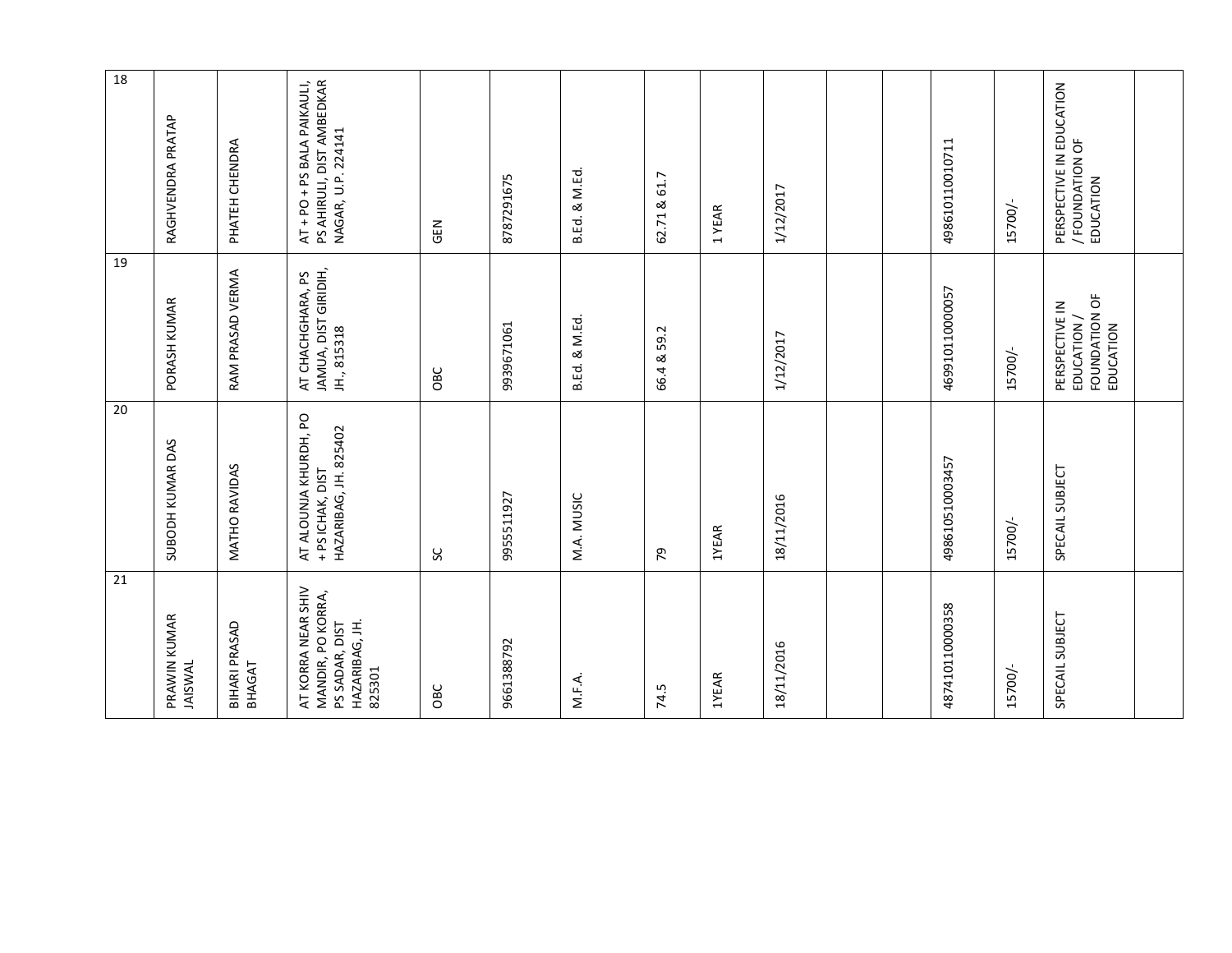|  |  |  |  |  |  |  |  |  |  |  |  |  |  |  |  |
|---|---|---|---|---|---|---|---|---|---|---|---|---|---|---|---|
| 18 | RAGHVENDRA PRATAP | PHATEH CHENDRA | AT + PO + PS BALA PAIKAULI, PS AHIRULI, DIST AMBEDKAR NAGAR, U.P. 224141 | GEN | 8787291675 | B.Ed. & M.Ed. | 62.71 & 61.7 | 1 YEAR | 1/12/2017 |  |  | 498610110010711 | 15700/- | PERSPECTIVE IN EDUCATION / FOUNDATION OF EDUCATION |  |
| 19 | PORASH KUMAR | RAM PRASAD VERMA | AT CHACHGHARA, PS JAMUA, DIST GIRIDIH, JH., 815318 | OBC | 9939671061 | B.Ed. & M.Ed. | 66.4 & 59.2 |  | 1/12/2017 |  |  | 469910110000057 | 15700/- | PERSPECTIVE IN EDUCATION / FOUNDATION OF EDUCATION |  |
| 20 | SUBODH KUMAR DAS | MATHO RAVIDAS | AT ALOUNJA KHURDH, PO + PS ICHAK, DIST HAZARIBAG, JH. 825402 | SC | 9955511927 | M.A. MUSIC | 79 | 1YEAR | 18/11/2016 |  |  | 498610510003457 | 15700/- | SPECAIL SUBJECT |  |
| 21 | PRAWIN KUMAR JAISWAL | BIHARI PRASAD BHAGAT | AT KORRA NEAR SHIV MANDIR, PO KORRA, PS SADAR, DIST HAZARIBAG, JH. 825301 | OBC | 9661388792 | M.F.A. | 74.5 | 1YEAR | 18/11/2016 |  |  | 487410110000358 | 15700/- | SPECAIL SUBJECT |  |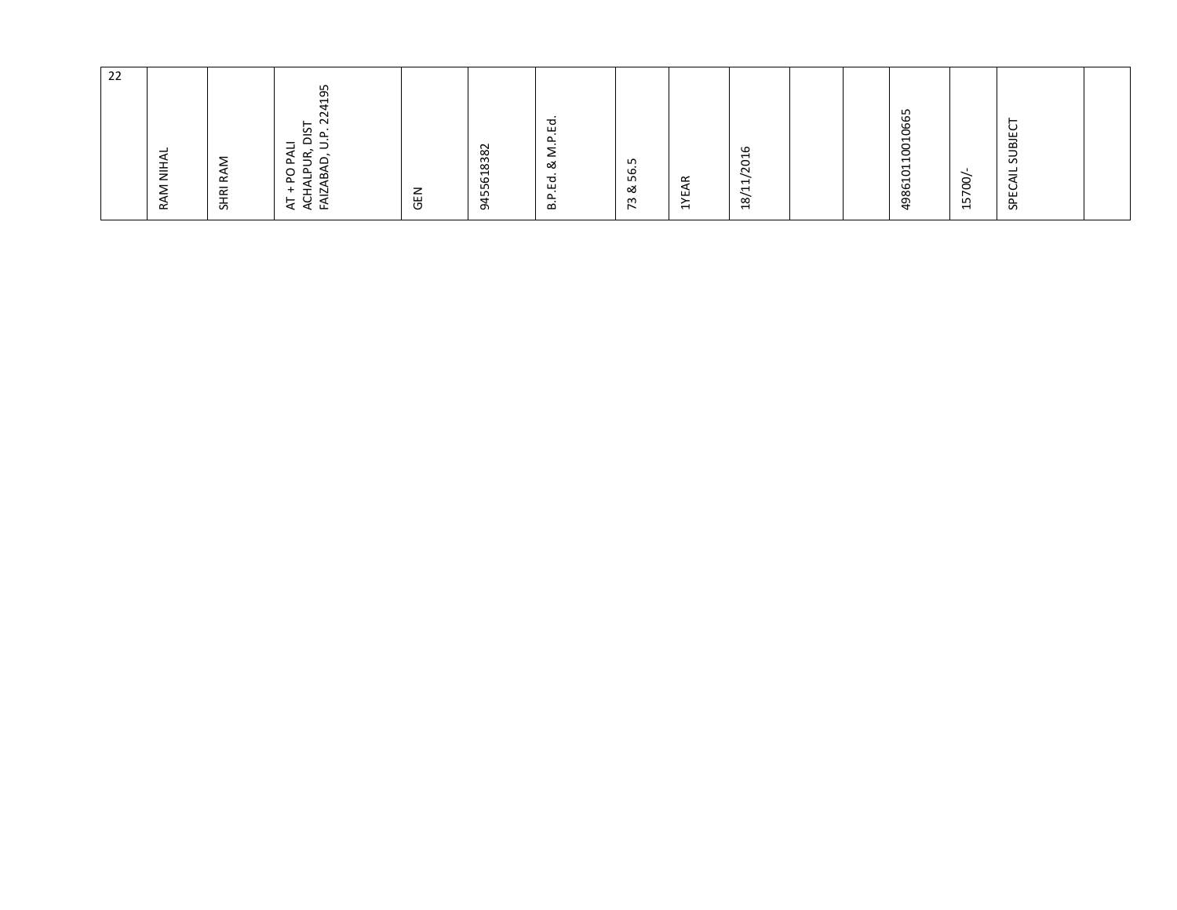| | | | | | | | | | | | | | | | |
|---|---|---|---|---|---|---|---|---|---|---|---|---|---|---|---|
| 22 | RAM NIHAL | SHRI RAM | AT + PO PALI ACHALPUR, DIST FAIZABAD, U.P. 224195 | GEN | 9455618382 | B.P.Ed. & M.P.Ed. | 73 & 56.5 | 1YEAR | 18/11/2016 | | | 49861011001​0665 | 15700/- | SPECAIL SUBJECT | |